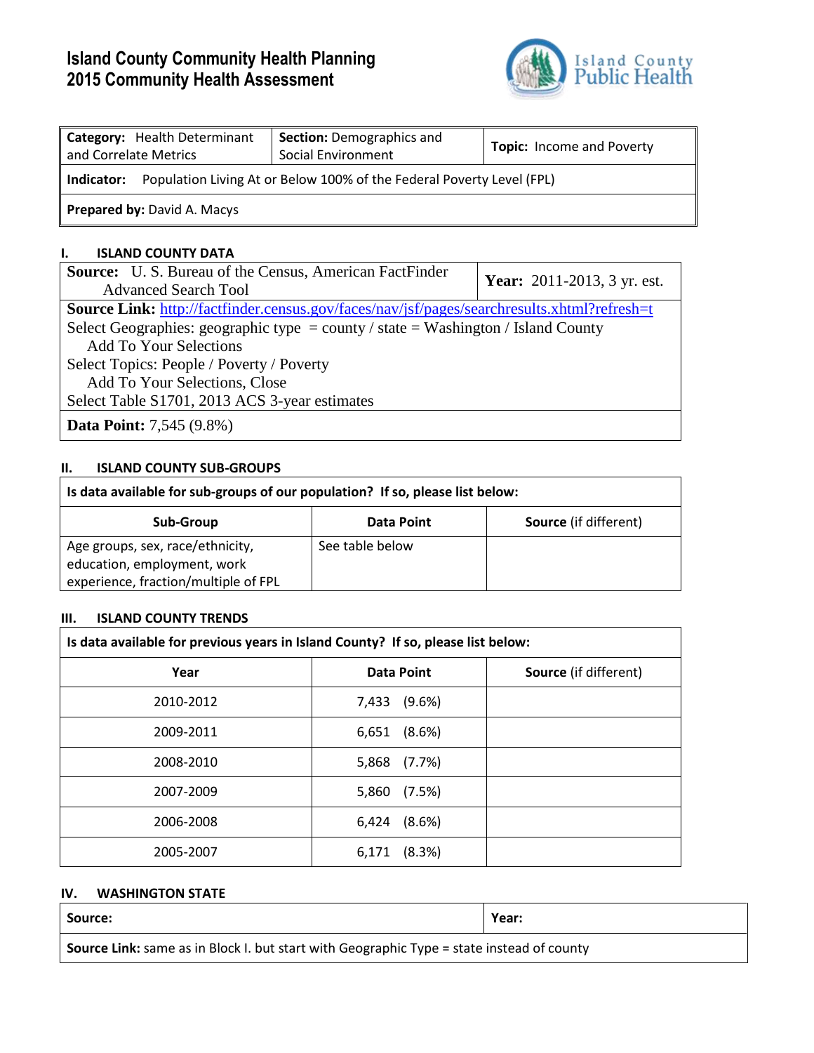# Island County Community Health Planning
# 2015 Community Health Assessment

| **Category:** Health Determinant and Correlate Metrics | **Section:** Demographics and Social Environment | **Topic:** Income and Poverty |
|---|---|---|
| **Indicator:** Population Living At or Below 100% of the Federal Poverty Level (FPL) | | |
| **Prepared by:** David A. Macys | | |

## I. ISLAND COUNTY DATA

| **Source:** U. S. Bureau of the Census, American FactFinder Advanced Search Tool | **Year:** 2011-2013, 3 yr. est. |
|---|---|
| **Source Link:** http://factfinder.census.gov/faces/nav/jsf/pages/searchresults.xhtml?refresh=t<br>Select Geographies: geographic type = county / state = Washington / Island County<br>Add To Your Selections<br>Select Topics: People / Poverty / Poverty<br>Add To Your Selections, Close<br>Select Table S1701, 2013 ACS 3-year estimates | |
| **Data Point:** 7,545 (9.8%) | |

## II. ISLAND COUNTY SUB-GROUPS

**Is data available for sub-groups of our population? If so, please list below:**

| Sub-Group | Data Point | Source (if different) |
|---|---|---|
| Age groups, sex, race/ethnicity, education, employment, work experience, fraction/multiple of FPL | See table below | |

## III. ISLAND COUNTY TRENDS

**Is data available for previous years in Island County? If so, please list below:**

| Year | Data Point | Source (if different) |
|---|---|---|
| 2010-2012 | 7,433 (9.6%) | |
| 2009-2011 | 6,651 (8.6%) | |
| 2008-2010 | 5,868 (7.7%) | |
| 2007-2009 | 5,860 (7.5%) | |
| 2006-2008 | 6,424 (8.6%) | |
| 2005-2007 | 6,171 (8.3%) | |

## IV. WASHINGTON STATE

| **Source:** | **Year:** |
|---|---|
| **Source Link:** same as in Block I. but start with Geographic Type = state instead of county | |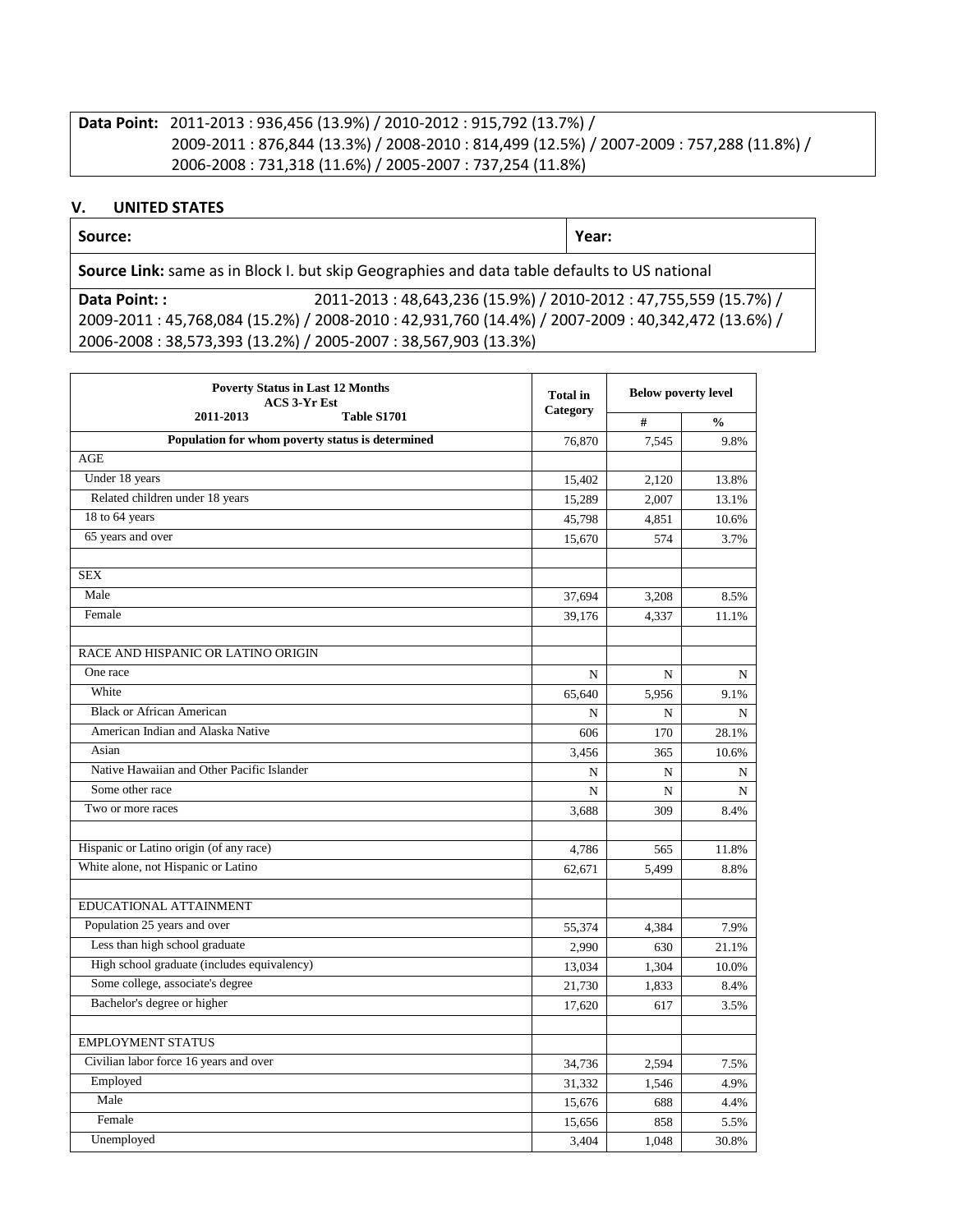| **Data Point:** 2011-2013 : 936,456 (13.9%) / 2010-2012 : 915,792 (13.7%) / 2009-2011 : 876,844 (13.3%) / 2008-2010 : 814,499 (12.5%) / 2007-2009 : 757,288 (11.8%) / 2006-2008 : 731,318 (11.6%) / 2005-2007 : 737,254 (11.8%) |
|---|

## V. UNITED STATES

| **Source:** | **Year:** |
|---|---|
| **Source Link:** same as in Block I. but skip Geographies and data table defaults to US national | |
| **Data Point: :** 2011-2013 : 48,643,236 (15.9%) / 2010-2012 : 47,755,559 (15.7%) / 2009-2011 : 45,768,084 (15.2%) / 2008-2010 : 42,931,760 (14.4%) / 2007-2009 : 40,342,472 (13.6%) / 2006-2008 : 38,573,393 (13.2%) / 2005-2007 : 38,567,903 (13.3%) | |

| **Poverty Status in Last 12 Months ACS 3-Yr Est 2011-2013 Table S1701** | **Total in Category** | **Below poverty level** | |
|---|---|---|---|
| | | **#** | **%** |
| **Population for whom poverty status is determined** | 76,870 | 7,545 | 9.8% |
| AGE | | | |
| Under 18 years | 15,402 | 2,120 | 13.8% |
| Related children under 18 years | 15,289 | 2,007 | 13.1% |
| 18 to 64 years | 45,798 | 4,851 | 10.6% |
| 65 years and over | 15,670 | 574 | 3.7% |
| | | | |
| SEX | | | |
| Male | 37,694 | 3,208 | 8.5% |
| Female | 39,176 | 4,337 | 11.1% |
| | | | |
| RACE AND HISPANIC OR LATINO ORIGIN | | | |
| One race | N | N | N |
| White | 65,640 | 5,956 | 9.1% |
| Black or African American | N | N | N |
| American Indian and Alaska Native | 606 | 170 | 28.1% |
| Asian | 3,456 | 365 | 10.6% |
| Native Hawaiian and Other Pacific Islander | N | N | N |
| Some other race | N | N | N |
| Two or more races | 3,688 | 309 | 8.4% |
| | | | |
| Hispanic or Latino origin (of any race) | 4,786 | 565 | 11.8% |
| White alone, not Hispanic or Latino | 62,671 | 5,499 | 8.8% |
| | | | |
| EDUCATIONAL ATTAINMENT | | | |
| Population 25 years and over | 55,374 | 4,384 | 7.9% |
| Less than high school graduate | 2,990 | 630 | 21.1% |
| High school graduate (includes equivalency) | 13,034 | 1,304 | 10.0% |
| Some college, associate's degree | 21,730 | 1,833 | 8.4% |
| Bachelor's degree or higher | 17,620 | 617 | 3.5% |
| | | | |
| EMPLOYMENT STATUS | | | |
| Civilian labor force 16 years and over | 34,736 | 2,594 | 7.5% |
| Employed | 31,332 | 1,546 | 4.9% |
| Male | 15,676 | 688 | 4.4% |
| Female | 15,656 | 858 | 5.5% |
| Unemployed | 3,404 | 1,048 | 30.8% |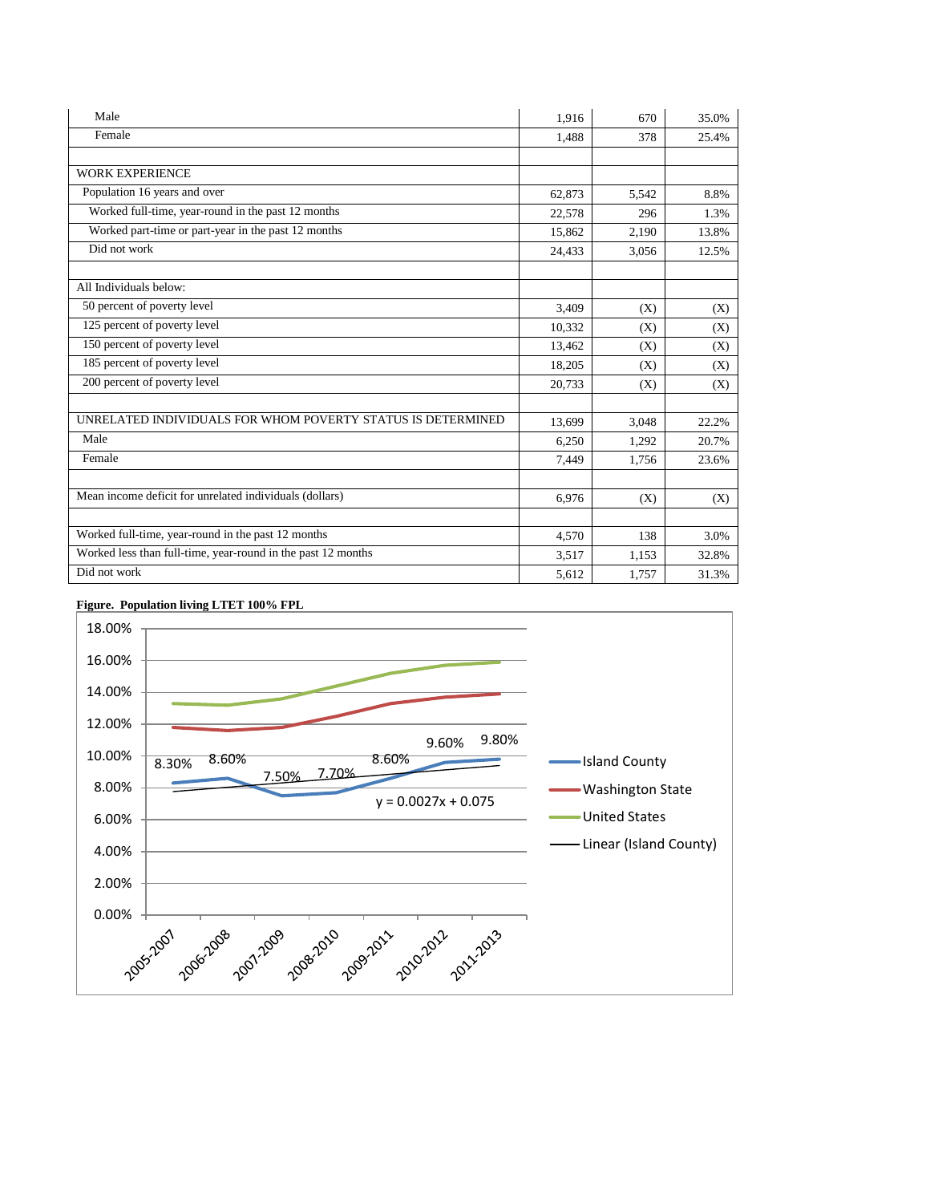| | | | |
|---|---|---|---|
| Male | 1,916 | 670 | 35.0% |
| Female | 1,488 | 378 | 25.4% |
| | | | |
| WORK EXPERIENCE | | | |
| Population 16 years and over | 62,873 | 5,542 | 8.8% |
| Worked full-time, year-round in the past 12 months | 22,578 | 296 | 1.3% |
| Worked part-time or part-year in the past 12 months | 15,862 | 2,190 | 13.8% |
| Did not work | 24,433 | 3,056 | 12.5% |
| | | | |
| All Individuals below: | | | |
| 50 percent of poverty level | 3,409 | (X) | (X) |
| 125 percent of poverty level | 10,332 | (X) | (X) |
| 150 percent of poverty level | 13,462 | (X) | (X) |
| 185 percent of poverty level | 18,205 | (X) | (X) |
| 200 percent of poverty level | 20,733 | (X) | (X) |
| | | | |
| UNRELATED INDIVIDUALS FOR WHOM POVERTY STATUS IS DETERMINED | 13,699 | 3,048 | 22.2% |
| Male | 6,250 | 1,292 | 20.7% |
| Female | 7,449 | 1,756 | 23.6% |
| | | | |
| Mean income deficit for unrelated individuals (dollars) | 6,976 | (X) | (X) |
| | | | |
| Worked full-time, year-round in the past 12 months | 4,570 | 138 | 3.0% |
| Worked less than full-time, year-round in the past 12 months | 3,517 | 1,153 | 32.8% |
| Did not work | 5,612 | 1,757 | 31.3% |

**Figure. Population living LTET 100% FPL**

18.00%
16.00%
14.00%
12.00%
10.00%
8.00%
6.00%
4.00%
2.00%
0.00%

8.30%
8.60%
7.50%
7.70%
8.60%
9.60%
9.80%

$y = 0.0027x + 0.075$

2005-2007
2006-2008
2007-2009
2008-2010
2009-2011
2010-2012
2011-2013

Island County
Washington State
United States
Linear (Island County)